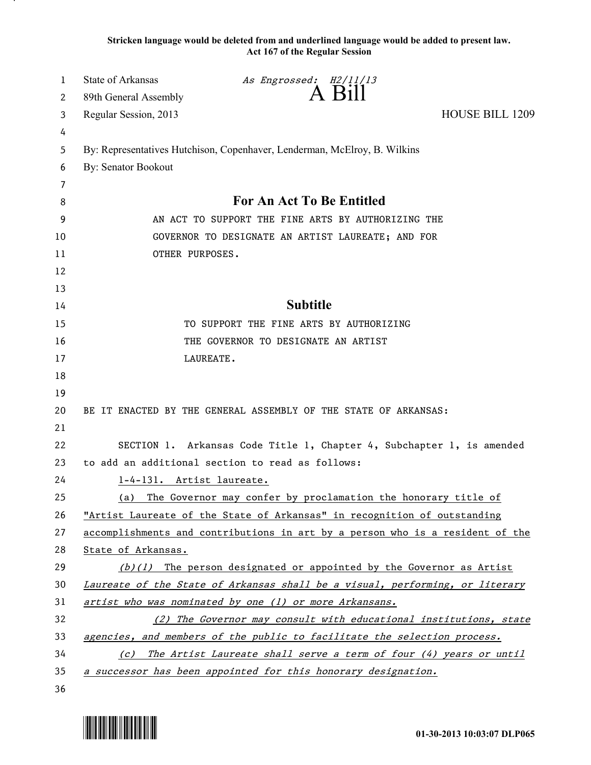**Stricken language would be deleted from and underlined language would be added to present law.**
**Act 167 of the Regular Session**

State of Arkansas
89th General Assembly
Regular Session, 2013

*As Engrossed: H2/11/13*

# A Bill

HOUSE BILL 1209

By: Representatives Hutchison, Copenhaver, Lenderman, McElroy, B. Wilkins
By: Senator Bookout

## For An Act To Be Entitled

AN ACT TO SUPPORT THE FINE ARTS BY AUTHORIZING THE GOVERNOR TO DESIGNATE AN ARTIST LAUREATE; AND FOR OTHER PURPOSES.

## Subtitle

TO SUPPORT THE FINE ARTS BY AUTHORIZING THE GOVERNOR TO DESIGNATE AN ARTIST LAUREATE.

BE IT ENACTED BY THE GENERAL ASSEMBLY OF THE STATE OF ARKANSAS:

SECTION 1. Arkansas Code Title 1, Chapter 4, Subchapter 1, is amended to add an additional section to read as follows:

<u>1-4-131. Artist laureate.</u>

<u>(a) The Governor may confer by proclamation the honorary title of "Artist Laureate of the State of Arkansas" in recognition of outstanding accomplishments and contributions in art by a person who is a resident of the State of Arkansas.</u>

<u>*(b)(1) The person designated or appointed by the Governor as Artist Laureate of the State of Arkansas shall be a visual, performing, or literary artist who was nominated by one (1) or more Arkansans.*</u>

<u>*(2) The Governor may consult with educational institutions, state agencies, and members of the public to facilitate the selection process.*</u>

<u>*(c) The Artist Laureate shall serve a term of four (4) years or until a successor has been appointed for this honorary designation.*</u>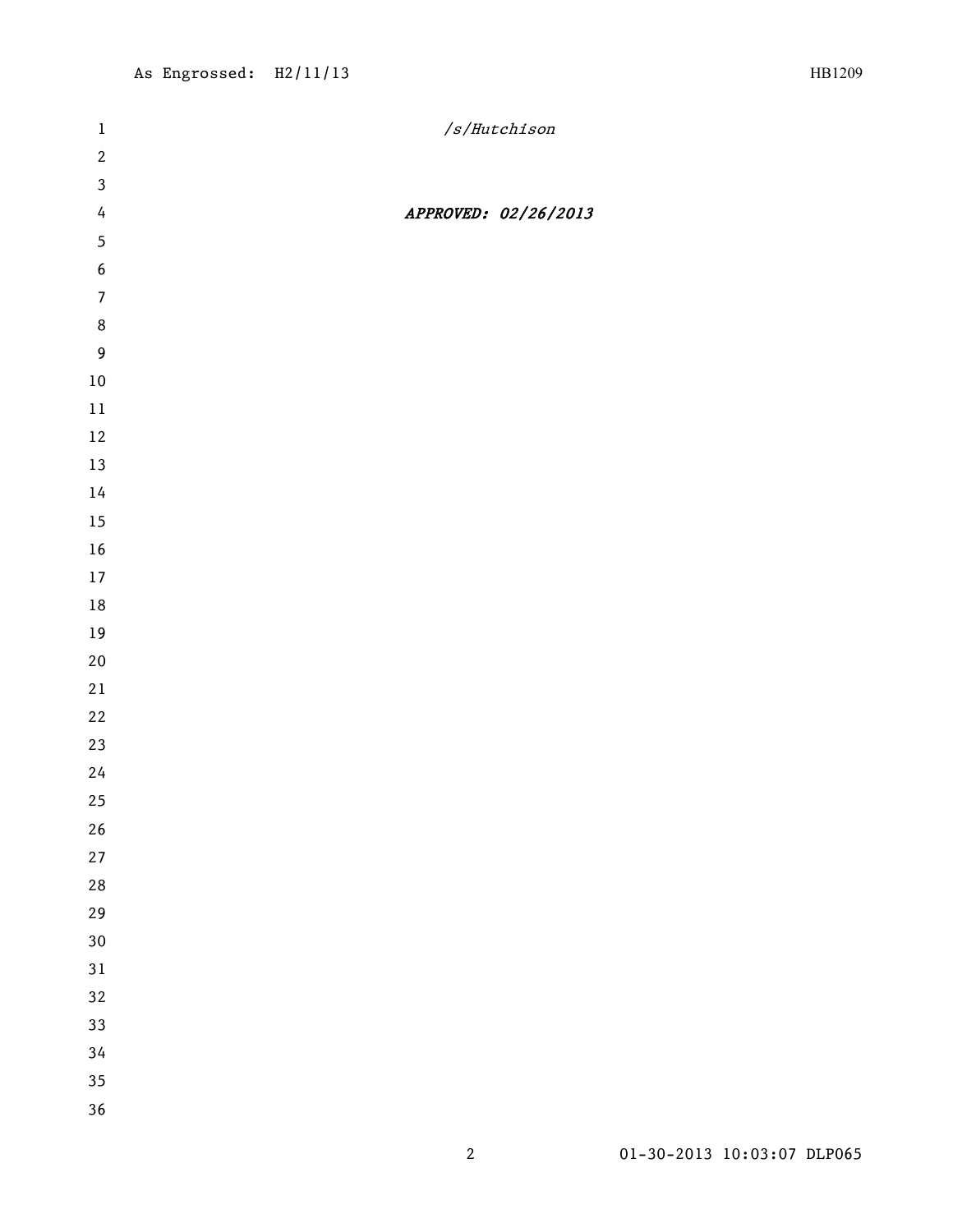*/s/Hutchison*

***APPROVED: 02/26/2013***